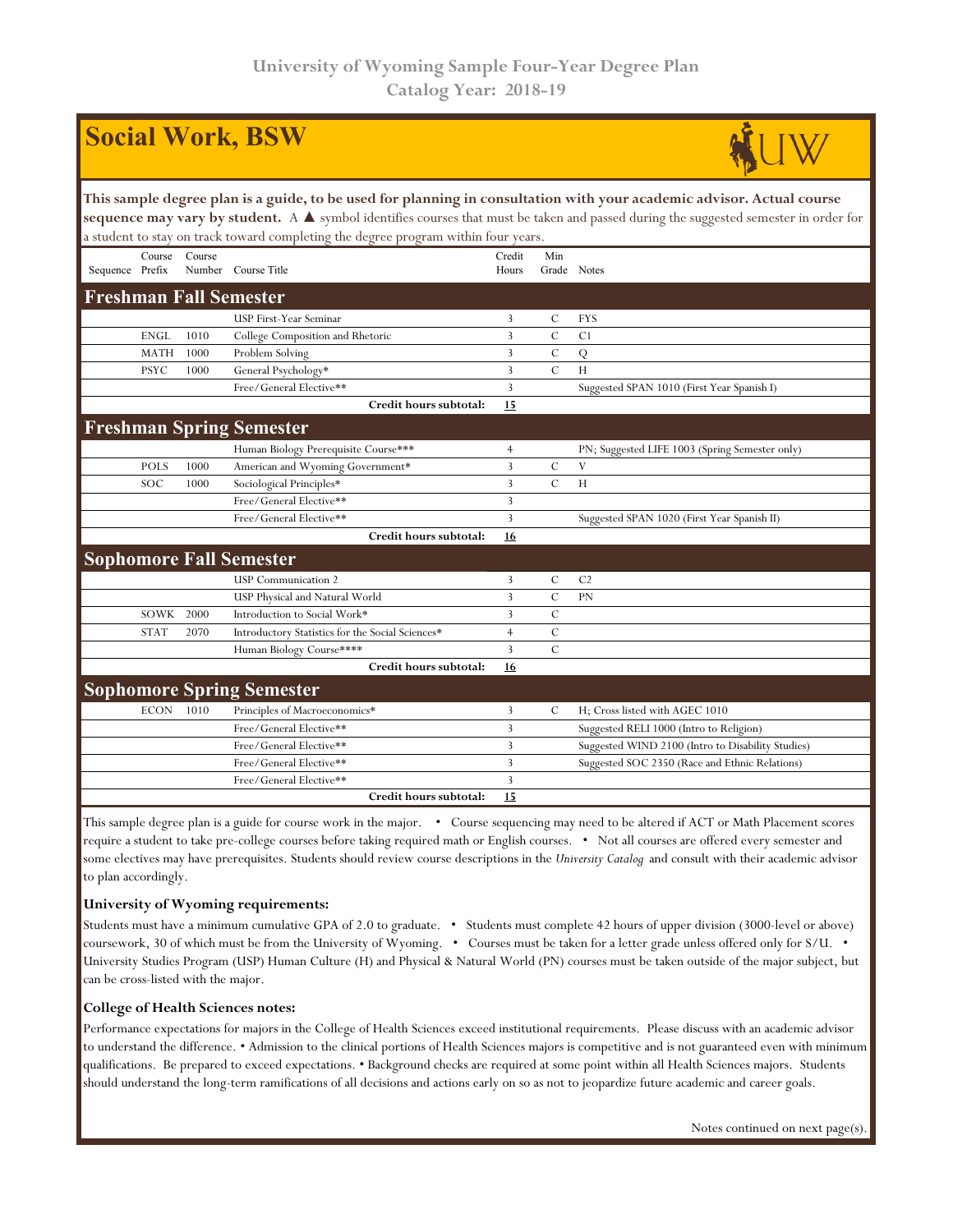# University of Wyoming Sample Four-Year Degree Plan
## Catalog Year: 2018-19

## Social Work, BSW

**This sample degree plan is a guide, to be used for planning in consultation with your academic advisor. Actual course sequence may vary by student.** A ▲ symbol identifies courses that must be taken and passed during the suggested semester in order for a student to stay on track toward completing the degree program within four years.

| Sequence | Course Prefix | Course Number | Course Title | Credit Hours | Min Grade | Notes |
|---|---|---|---|---|---|---|
| **Freshman Fall Semester** | | | | | | |
| | | | USP First-Year Seminar | 3 | C | FYS |
| | ENGL | 1010 | College Composition and Rhetoric | 3 | C | C1 |
| | MATH | 1000 | Problem Solving | 3 | C | Q |
| | PSYC | 1000 | General Psychology* | 3 | C | H |
| | | | Free/General Elective** | 3 | | Suggested SPAN 1010 (First Year Spanish I) |
| | | | **Credit hours subtotal:** | **15** | | |
| **Freshman Spring Semester** | | | | | | |
| | | | Human Biology Prerequisite Course*** | 4 | | PN; Suggested LIFE 1003 (Spring Semester only) |
| | POLS | 1000 | American and Wyoming Government* | 3 | C | V |
| | SOC | 1000 | Sociological Principles* | 3 | C | H |
| | | | Free/General Elective** | 3 | | |
| | | | Free/General Elective** | 3 | | Suggested SPAN 1020 (First Year Spanish II) |
| | | | **Credit hours subtotal:** | **16** | | |
| **Sophomore Fall Semester** | | | | | | |
| | | | USP Communication 2 | 3 | C | C2 |
| | | | USP Physical and Natural World | 3 | C | PN |
| | SOWK | 2000 | Introduction to Social Work* | 3 | C | |
| | STAT | 2070 | Introductory Statistics for the Social Sciences* | 4 | C | |
| | | | Human Biology Course**** | 3 | C | |
| | | | **Credit hours subtotal:** | **16** | | |
| **Sophomore Spring Semester** | | | | | | |
| | ECON | 1010 | Principles of Macroeconomics* | 3 | C | H; Cross listed with AGEC 1010 |
| | | | Free/General Elective** | 3 | | Suggested RELI 1000 (Intro to Religion) |
| | | | Free/General Elective** | 3 | | Suggested WIND 2100 (Intro to Disability Studies) |
| | | | Free/General Elective** | 3 | | Suggested SOC 2350 (Race and Ethnic Relations) |
| | | | Free/General Elective** | 3 | | |
| | | | **Credit hours subtotal:** | **15** | | |

This sample degree plan is a guide for course work in the major. • Course sequencing may need to be altered if ACT or Math Placement scores require a student to take pre-college courses before taking required math or English courses. • Not all courses are offered every semester and some electives may have prerequisites. Students should review course descriptions in the *University Catalog* and consult with their academic advisor to plan accordingly.

**University of Wyoming requirements:**

Students must have a minimum cumulative GPA of 2.0 to graduate. • Students must complete 42 hours of upper division (3000-level or above) coursework, 30 of which must be from the University of Wyoming. • Courses must be taken for a letter grade unless offered only for S/U. • University Studies Program (USP) Human Culture (H) and Physical & Natural World (PN) courses must be taken outside of the major subject, but can be cross-listed with the major.

**College of Health Sciences notes:**

Performance expectations for majors in the College of Health Sciences exceed institutional requirements. Please discuss with an academic advisor to understand the difference. • Admission to the clinical portions of Health Sciences majors is competitive and is not guaranteed even with minimum qualifications. Be prepared to exceed expectations. • Background checks are required at some point within all Health Sciences majors. Students should understand the long-term ramifications of all decisions and actions early on so as not to jeopardize future academic and career goals.

Notes continued on next page(s).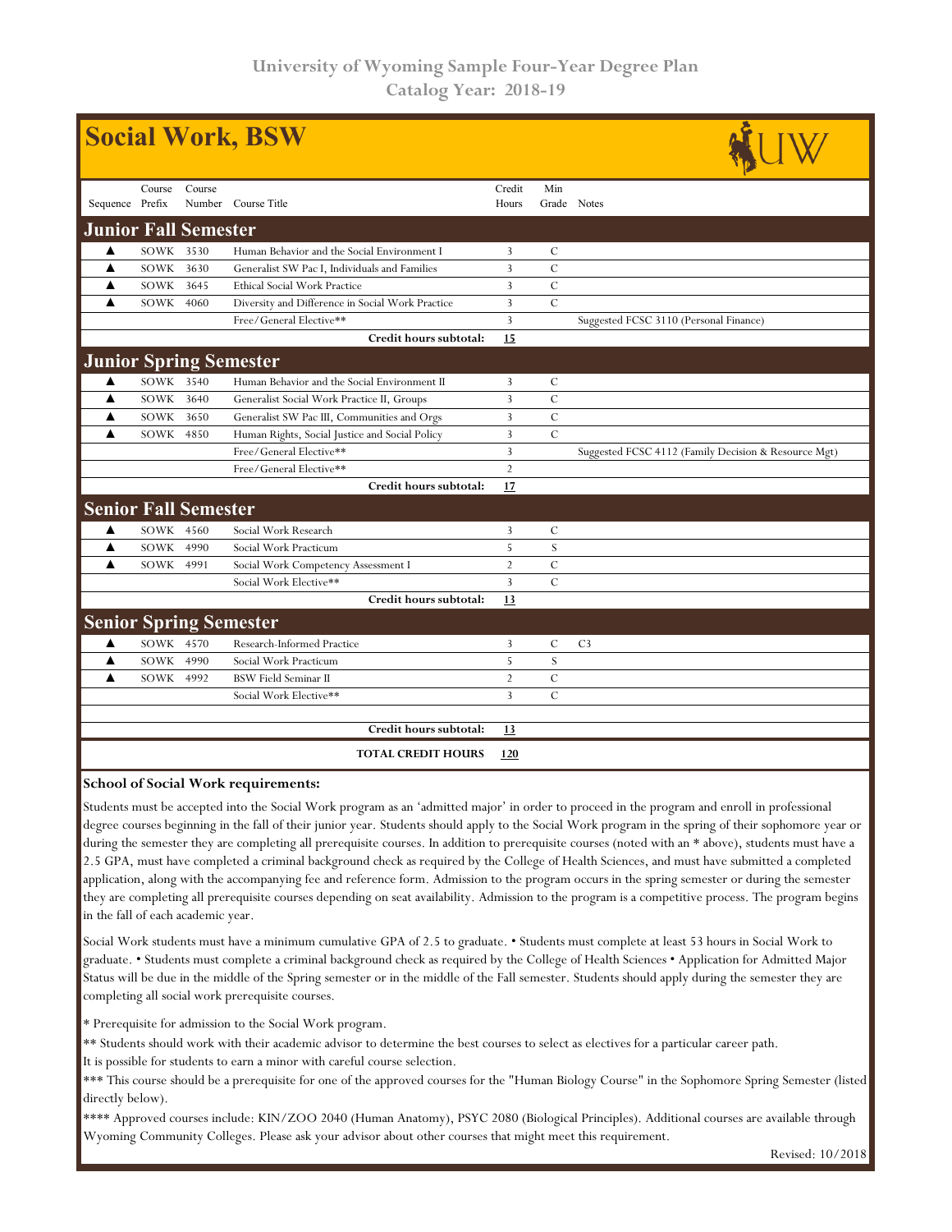# University of Wyoming Sample Four-Year Degree Plan
## Catalog Year: 2018-19

## Social Work, BSW

| Sequence | Course Prefix | Course Number | Course Title | Credit Hours | Min Grade | Notes |
|---|---|---|---|---|---|---|
| **Junior Fall Semester** | | | | | | |
| ▲ | SOWK | 3530 | Human Behavior and the Social Environment I | 3 | C | |
| ▲ | SOWK | 3630 | Generalist SW Pac I, Individuals and Families | 3 | C | |
| ▲ | SOWK | 3645 | Ethical Social Work Practice | 3 | C | |
| ▲ | SOWK | 4060 | Diversity and Difference in Social Work Practice | 3 | C | |
| | | | Free/General Elective** | 3 | | Suggested FCSC 3110 (Personal Finance) |
| | | | **Credit hours subtotal:** | **15** | | |
| **Junior Spring Semester** | | | | | | |
| ▲ | SOWK | 3540 | Human Behavior and the Social Environment II | 3 | C | |
| ▲ | SOWK | 3640 | Generalist Social Work Practice II, Groups | 3 | C | |
| ▲ | SOWK | 3650 | Generalist SW Pac III, Communities and Orgs | 3 | C | |
| ▲ | SOWK | 4850 | Human Rights, Social Justice and Social Policy | 3 | C | |
| | | | Free/General Elective** | 3 | | Suggested FCSC 4112 (Family Decision & Resource Mgt) |
| | | | Free/General Elective** | 2 | | |
| | | | **Credit hours subtotal:** | **17** | | |
| **Senior Fall Semester** | | | | | | |
| ▲ | SOWK | 4560 | Social Work Research | 3 | C | |
| ▲ | SOWK | 4990 | Social Work Practicum | 5 | S | |
| ▲ | SOWK | 4991 | Social Work Competency Assessment I | 2 | C | |
| | | | Social Work Elective** | 3 | C | |
| | | | **Credit hours subtotal:** | **13** | | |
| **Senior Spring Semester** | | | | | | |
| ▲ | SOWK | 4570 | Research-Informed Practice | 3 | C | C3 |
| ▲ | SOWK | 4990 | Social Work Practicum | 5 | S | |
| ▲ | SOWK | 4992 | BSW Field Seminar II | 2 | C | |
| | | | Social Work Elective** | 3 | C | |
| | | | **Credit hours subtotal:** | **13** | | |
| | | | **TOTAL CREDIT HOURS** | **120** | | |

**School of Social Work requirements:**

Students must be accepted into the Social Work program as an 'admitted major' in order to proceed in the program and enroll in professional degree courses beginning in the fall of their junior year. Students should apply to the Social Work program in the spring of their sophomore year or during the semester they are completing all prerequisite courses. In addition to prerequisite courses (noted with an * above), students must have a 2.5 GPA, must have completed a criminal background check as required by the College of Health Sciences, and must have submitted a completed application, along with the accompanying fee and reference form. Admission to the program occurs in the spring semester or during the semester they are completing all prerequisite courses depending on seat availability. Admission to the program is a competitive process. The program begins in the fall of each academic year.

Social Work students must have a minimum cumulative GPA of 2.5 to graduate. • Students must complete at least 53 hours in Social Work to graduate. • Students must complete a criminal background check as required by the College of Health Sciences • Application for Admitted Major Status will be due in the middle of the Spring semester or in the middle of the Fall semester. Students should apply during the semester they are completing all social work prerequisite courses.

* Prerequisite for admission to the Social Work program.

** Students should work with their academic advisor to determine the best courses to select as electives for a particular career path.
It is possible for students to earn a minor with careful course selection.

*** This course should be a prerequisite for one of the approved courses for the "Human Biology Course" in the Sophomore Spring Semester (listed directly below).

**** Approved courses include: KIN/ZOO 2040 (Human Anatomy), PSYC 2080 (Biological Principles). Additional courses are available through Wyoming Community Colleges. Please ask your advisor about other courses that might meet this requirement.

Revised: 10/2018